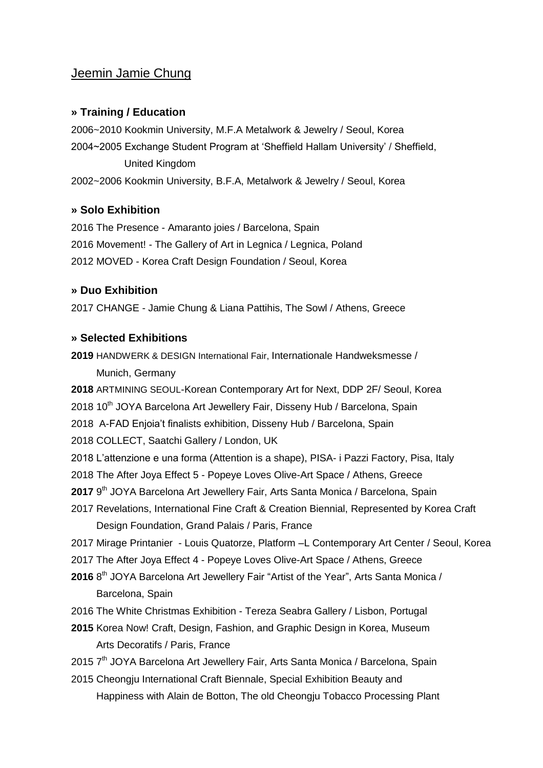Jeemin Jamie Chung

### » Training / Education

2006~2010 Kookmin University, M.F.A Metalwork & Jewelry / Seoul, Korea

2004~2005 Exchange Student Program at 'Sheffield Hallam University' / Sheffield, United Kingdom

2002~2006 Kookmin University, B.F.A, Metalwork & Jewelry / Seoul, Korea

### » Solo Exhibition

2016 The Presence - Amaranto joies / Barcelona, Spain

2016 Movement! - The Gallery of Art in Legnica / Legnica, Poland

2012 MOVED - Korea Craft Design Foundation / Seoul, Korea

### » Duo Exhibition

2017 CHANGE - Jamie Chung & Liana Pattihis, The Sowl / Athens, Greece

### » Selected Exhibitions

**2019** HANDWERK & DESIGN International Fair, Internationale Handweksmesse / Munich, Germany

**2018** ARTMINING SEOUL-Korean Contemporary Art for Next, DDP 2F/ Seoul, Korea

2018 10th JOYA Barcelona Art Jewellery Fair, Disseny Hub / Barcelona, Spain

2018 A-FAD Enjoia't finalists exhibition, Disseny Hub / Barcelona, Spain

2018 COLLECT, Saatchi Gallery / London, UK

2018 L'attenzione e una forma (Attention is a shape), PISA- i Pazzi Factory, Pisa, Italy

2018 The After Joya Effect 5 - Popeye Loves Olive-Art Space / Athens, Greece

**2017** 9th JOYA Barcelona Art Jewellery Fair, Arts Santa Monica / Barcelona, Spain

2017 Revelations, International Fine Craft & Creation Biennial, Represented by Korea Craft Design Foundation, Grand Palais / Paris, France

2017 Mirage Printanier - Louis Quatorze, Platform –L Contemporary Art Center / Seoul, Korea

2017 The After Joya Effect 4 - Popeye Loves Olive-Art Space / Athens, Greece

**2016** 8th JOYA Barcelona Art Jewellery Fair "Artist of the Year", Arts Santa Monica / Barcelona, Spain

2016 The White Christmas Exhibition - Tereza Seabra Gallery / Lisbon, Portugal

**2015** Korea Now! Craft, Design, Fashion, and Graphic Design in Korea, Museum Arts Decoratifs / Paris, France

2015 7th JOYA Barcelona Art Jewellery Fair, Arts Santa Monica / Barcelona, Spain

2015 Cheongju International Craft Biennale, Special Exhibition Beauty and Happiness with Alain de Botton, The old Cheongju Tobacco Processing Plant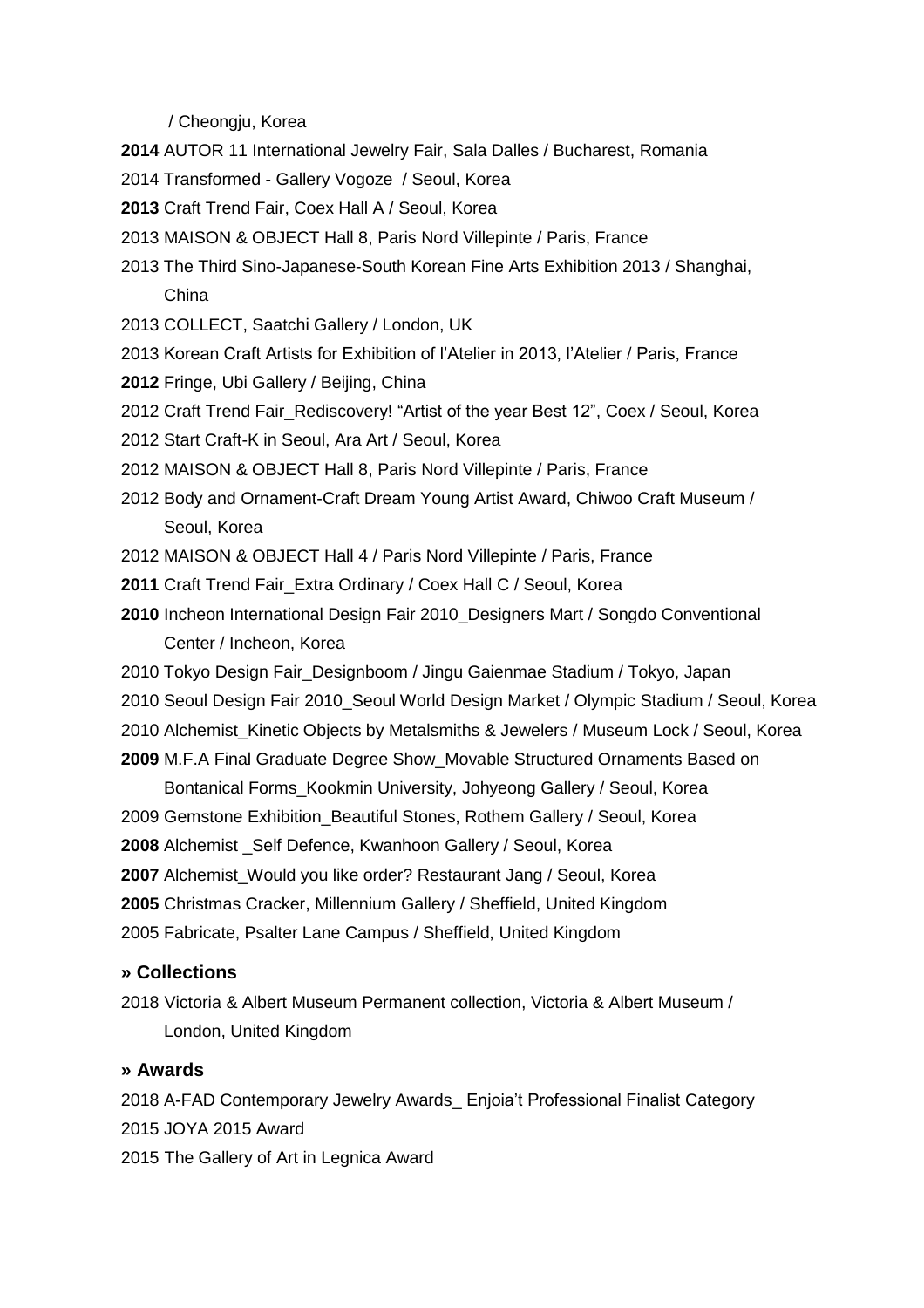/ Cheongju, Korea

**2014** AUTOR 11 International Jewelry Fair, Sala Dalles / Bucharest, Romania

2014 Transformed - Gallery Vogoze / Seoul, Korea

**2013** Craft Trend Fair, Coex Hall A / Seoul, Korea

2013 MAISON & OBJECT Hall 8, Paris Nord Villepinte / Paris, France

2013 The Third Sino-Japanese-South Korean Fine Arts Exhibition 2013 / Shanghai, China

2013 COLLECT, Saatchi Gallery / London, UK

2013 Korean Craft Artists for Exhibition of l'Atelier in 2013, l'Atelier / Paris, France

**2012** Fringe, Ubi Gallery / Beijing, China

2012 Craft Trend Fair_Rediscovery! "Artist of the year Best 12", Coex / Seoul, Korea

2012 Start Craft-K in Seoul, Ara Art / Seoul, Korea

2012 MAISON & OBJECT Hall 8, Paris Nord Villepinte / Paris, France

2012 Body and Ornament-Craft Dream Young Artist Award, Chiwoo Craft Museum / Seoul, Korea

2012 MAISON & OBJECT Hall 4 / Paris Nord Villepinte / Paris, France

**2011** Craft Trend Fair_Extra Ordinary / Coex Hall C / Seoul, Korea

**2010** Incheon International Design Fair 2010_Designers Mart / Songdo Conventional Center / Incheon, Korea

2010 Tokyo Design Fair_Designboom / Jingu Gaienmae Stadium / Tokyo, Japan

2010 Seoul Design Fair 2010_Seoul World Design Market / Olympic Stadium / Seoul, Korea

2010 Alchemist_Kinetic Objects by Metalsmiths & Jewelers / Museum Lock / Seoul, Korea

**2009** M.F.A Final Graduate Degree Show_Movable Structured Ornaments Based on Bontanical Forms_Kookmin University, Johyeong Gallery / Seoul, Korea

2009 Gemstone Exhibition_Beautiful Stones, Rothem Gallery / Seoul, Korea

**2008** Alchemist _Self Defence, Kwanhoon Gallery / Seoul, Korea

**2007** Alchemist_Would you like order? Restaurant Jang / Seoul, Korea

**2005** Christmas Cracker, Millennium Gallery / Sheffield, United Kingdom

2005 Fabricate, Psalter Lane Campus / Sheffield, United Kingdom

### » Collections

2018 Victoria & Albert Museum Permanent collection, Victoria & Albert Museum / London, United Kingdom

### » Awards

2018 A-FAD Contemporary Jewelry Awards_ Enjoia't Professional Finalist Category

2015 JOYA 2015 Award

2015 The Gallery of Art in Legnica Award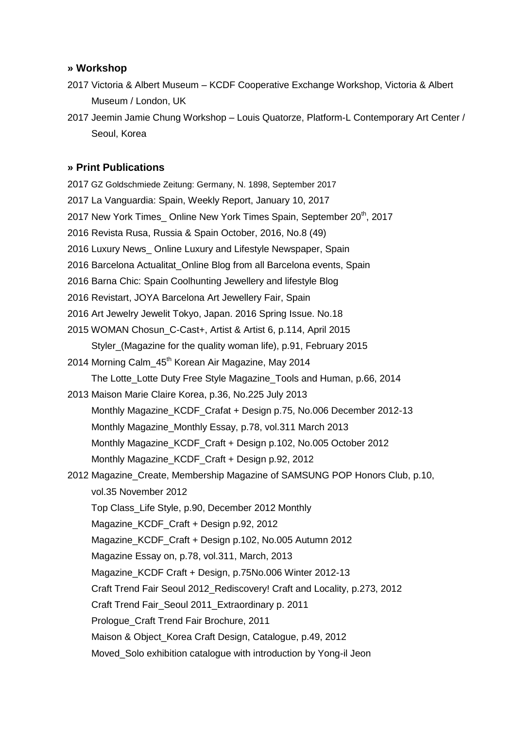## » Workshop

2017 Victoria & Albert Museum – KCDF Cooperative Exchange Workshop, Victoria & Albert Museum / London, UK

2017 Jeemin Jamie Chung Workshop – Louis Quatorze, Platform-L Contemporary Art Center / Seoul, Korea

## » Print Publications

2017 GZ Goldschmiede Zeitung: Germany, N. 1898, September 2017

2017 La Vanguardia: Spain, Weekly Report, January 10, 2017

2017 New York Times_ Online New York Times Spain, September 20th, 2017

2016 Revista Rusa, Russia & Spain October, 2016, No.8 (49)

2016 Luxury News_ Online Luxury and Lifestyle Newspaper, Spain

2016 Barcelona Actualitat_Online Blog from all Barcelona events, Spain

2016 Barna Chic: Spain Coolhunting Jewellery and lifestyle Blog

2016 Revistart, JOYA Barcelona Art Jewellery Fair, Spain

2016 Art Jewelry Jewelit Tokyo, Japan. 2016 Spring Issue. No.18

2015 WOMAN Chosun_C-Cast+, Artist & Artist 6, p.114, April 2015
Styler_(Magazine for the quality woman life), p.91, February 2015

2014 Morning Calm_45th Korean Air Magazine, May 2014
The Lotte_Lotte Duty Free Style Magazine_Tools and Human, p.66, 2014

2013 Maison Marie Claire Korea, p.36, No.225 July 2013
Monthly Magazine_KCDF_Crafat + Design p.75, No.006 December 2012-13
Monthly Magazine_Monthly Essay, p.78, vol.311 March 2013
Monthly Magazine_KCDF_Craft + Design p.102, No.005 October 2012
Monthly Magazine_KCDF_Craft + Design p.92, 2012

2012 Magazine_Create, Membership Magazine of SAMSUNG POP Honors Club, p.10, vol.35 November 2012
Top Class_Life Style, p.90, December 2012 Monthly
Magazine_KCDF_Craft + Design p.92, 2012
Magazine_KCDF_Craft + Design p.102, No.005 Autumn 2012
Magazine Essay on, p.78, vol.311, March, 2013
Magazine_KCDF Craft + Design, p.75No.006 Winter 2012-13
Craft Trend Fair Seoul 2012_Rediscovery! Craft and Locality, p.273, 2012
Craft Trend Fair_Seoul 2011_Extraordinary p. 2011
Prologue_Craft Trend Fair Brochure, 2011
Maison & Object_Korea Craft Design, Catalogue, p.49, 2012
Moved_Solo exhibition catalogue with introduction by Yong-il Jeon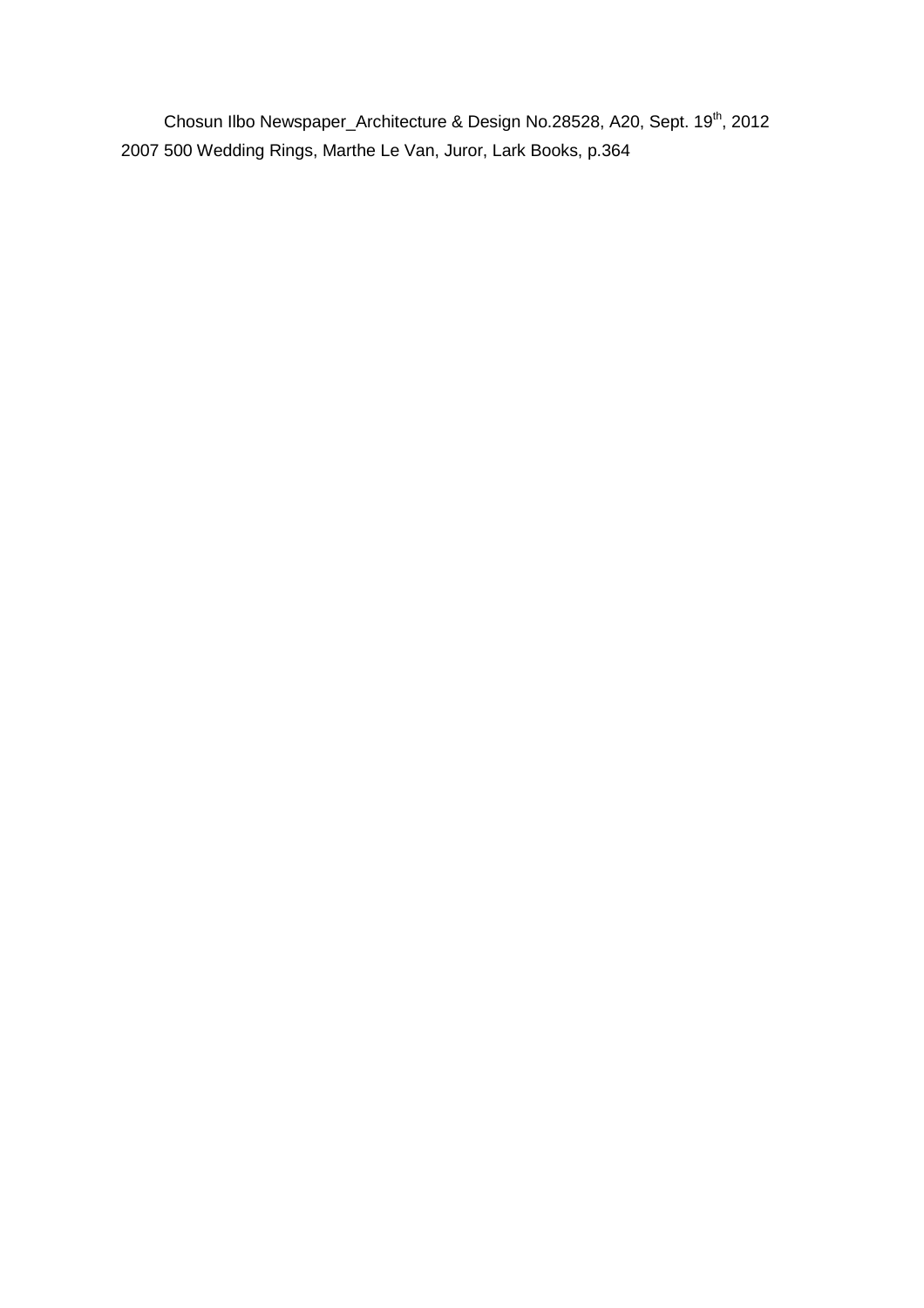Chosun Ilbo Newspaper_Architecture & Design No.28528, A20, Sept. 19th, 2012

2007 500 Wedding Rings, Marthe Le Van, Juror, Lark Books, p.364